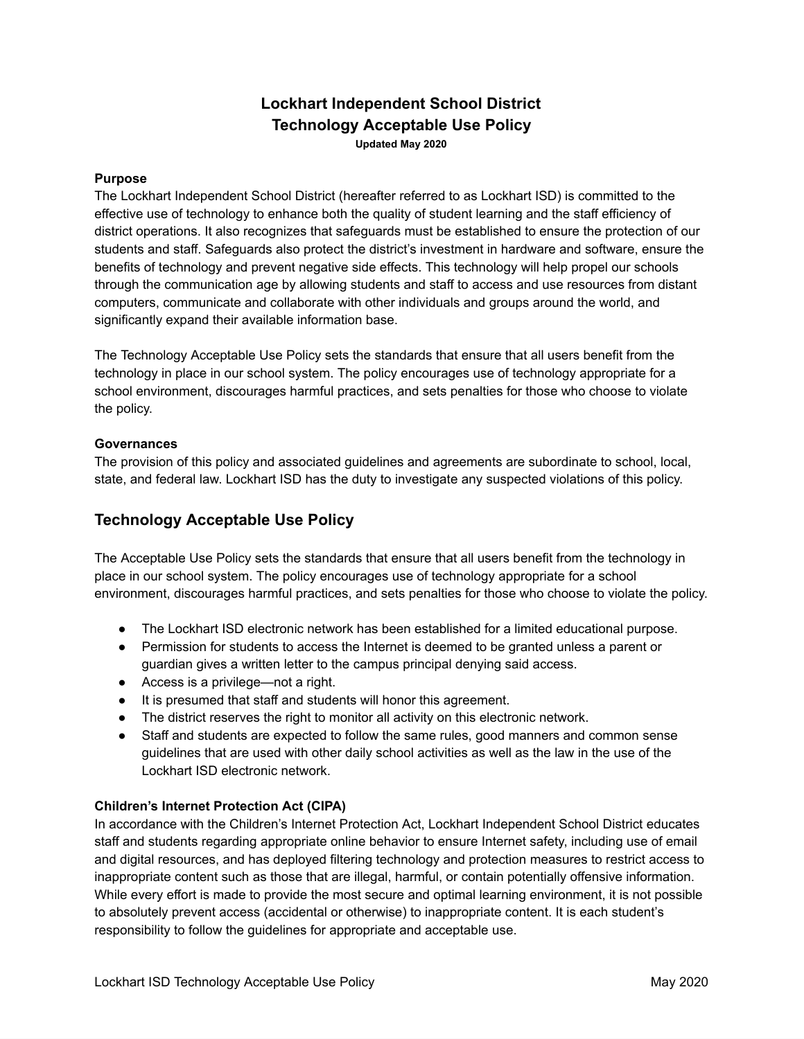# Lockhart Independent School District
# Technology Acceptable Use Policy

**Updated May 2020**

**Purpose**

The Lockhart Independent School District (hereafter referred to as Lockhart ISD) is committed to the effective use of technology to enhance both the quality of student learning and the staff efficiency of district operations. It also recognizes that safeguards must be established to ensure the protection of our students and staff. Safeguards also protect the district's investment in hardware and software, ensure the benefits of technology and prevent negative side effects. This technology will help propel our schools through the communication age by allowing students and staff to access and use resources from distant computers, communicate and collaborate with other individuals and groups around the world, and significantly expand their available information base.

The Technology Acceptable Use Policy sets the standards that ensure that all users benefit from the technology in place in our school system. The policy encourages use of technology appropriate for a school environment, discourages harmful practices, and sets penalties for those who choose to violate the policy.

**Governances**

The provision of this policy and associated guidelines and agreements are subordinate to school, local, state, and federal law. Lockhart ISD has the duty to investigate any suspected violations of this policy.

## Technology Acceptable Use Policy

The Acceptable Use Policy sets the standards that ensure that all users benefit from the technology in place in our school system. The policy encourages use of technology appropriate for a school environment, discourages harmful practices, and sets penalties for those who choose to violate the policy.

- The Lockhart ISD electronic network has been established for a limited educational purpose.
- Permission for students to access the Internet is deemed to be granted unless a parent or guardian gives a written letter to the campus principal denying said access.
- Access is a privilege—not a right.
- It is presumed that staff and students will honor this agreement.
- The district reserves the right to monitor all activity on this electronic network.
- Staff and students are expected to follow the same rules, good manners and common sense guidelines that are used with other daily school activities as well as the law in the use of the Lockhart ISD electronic network.

**Children's Internet Protection Act (CIPA)**

In accordance with the Children's Internet Protection Act, Lockhart Independent School District educates staff and students regarding appropriate online behavior to ensure Internet safety, including use of email and digital resources, and has deployed filtering technology and protection measures to restrict access to inappropriate content such as those that are illegal, harmful, or contain potentially offensive information. While every effort is made to provide the most secure and optimal learning environment, it is not possible to absolutely prevent access (accidental or otherwise) to inappropriate content. It is each student's responsibility to follow the guidelines for appropriate and acceptable use.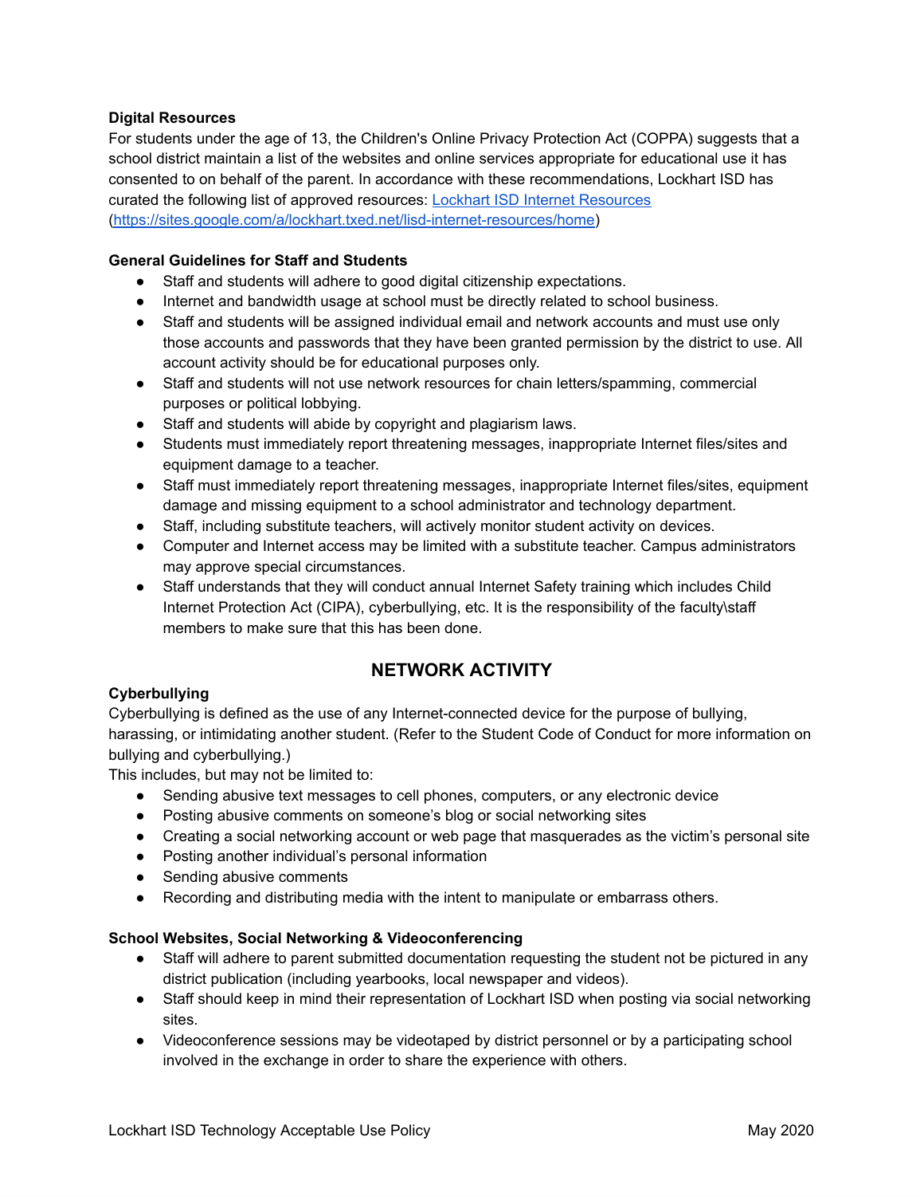**Digital Resources**

For students under the age of 13, the Children's Online Privacy Protection Act (COPPA) suggests that a school district maintain a list of the websites and online services appropriate for educational use it has consented to on behalf of the parent. In accordance with these recommendations, Lockhart ISD has curated the following list of approved resources: [Lockhart ISD Internet Resources](https://sites.google.com/a/lockhart.txed.net/lisd-internet-resources/home) (https://sites.google.com/a/lockhart.txed.net/lisd-internet-resources/home)

**General Guidelines for Staff and Students**

- Staff and students will adhere to good digital citizenship expectations.
- Internet and bandwidth usage at school must be directly related to school business.
- Staff and students will be assigned individual email and network accounts and must use only those accounts and passwords that they have been granted permission by the district to use. All account activity should be for educational purposes only.
- Staff and students will not use network resources for chain letters/spamming, commercial purposes or political lobbying.
- Staff and students will abide by copyright and plagiarism laws.
- Students must immediately report threatening messages, inappropriate Internet files/sites and equipment damage to a teacher.
- Staff must immediately report threatening messages, inappropriate Internet files/sites, equipment damage and missing equipment to a school administrator and technology department.
- Staff, including substitute teachers, will actively monitor student activity on devices.
- Computer and Internet access may be limited with a substitute teacher. Campus administrators may approve special circumstances.
- Staff understands that they will conduct annual Internet Safety training which includes Child Internet Protection Act (CIPA), cyberbullying, etc. It is the responsibility of the faculty\staff members to make sure that this has been done.

## NETWORK ACTIVITY

**Cyberbullying**

Cyberbullying is defined as the use of any Internet-connected device for the purpose of bullying, harassing, or intimidating another student. (Refer to the Student Code of Conduct for more information on bullying and cyberbullying.)

This includes, but may not be limited to:

- Sending abusive text messages to cell phones, computers, or any electronic device
- Posting abusive comments on someone's blog or social networking sites
- Creating a social networking account or web page that masquerades as the victim's personal site
- Posting another individual's personal information
- Sending abusive comments
- Recording and distributing media with the intent to manipulate or embarrass others.

**School Websites, Social Networking & Videoconferencing**

- Staff will adhere to parent submitted documentation requesting the student not be pictured in any district publication (including yearbooks, local newspaper and videos).
- Staff should keep in mind their representation of Lockhart ISD when posting via social networking sites.
- Videoconference sessions may be videotaped by district personnel or by a participating school involved in the exchange in order to share the experience with others.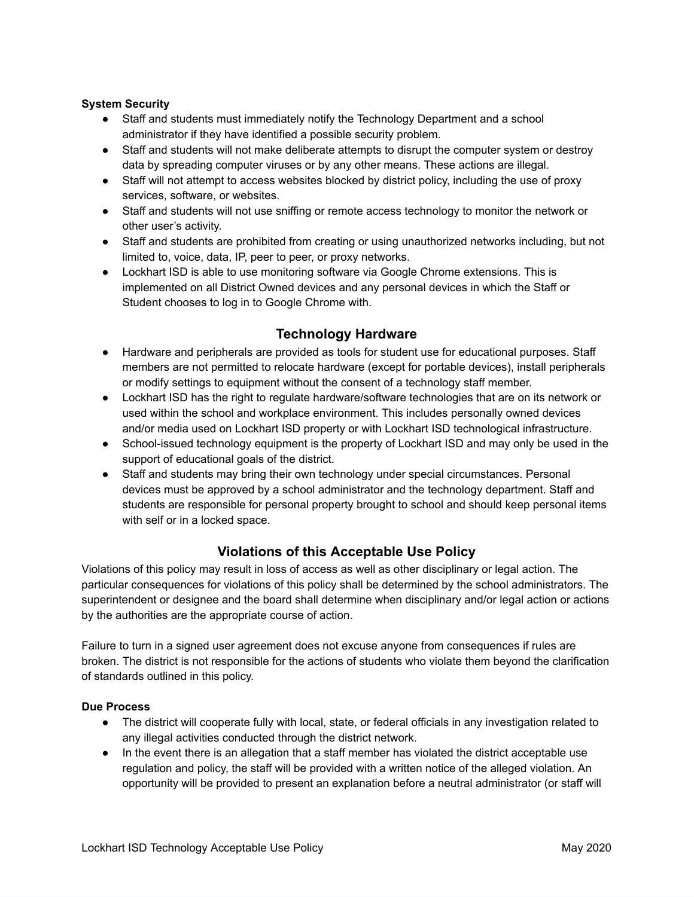**System Security**

- Staff and students must immediately notify the Technology Department and a school administrator if they have identified a possible security problem.
- Staff and students will not make deliberate attempts to disrupt the computer system or destroy data by spreading computer viruses or by any other means. These actions are illegal.
- Staff will not attempt to access websites blocked by district policy, including the use of proxy services, software, or websites.
- Staff and students will not use sniffing or remote access technology to monitor the network or other user's activity.
- Staff and students are prohibited from creating or using unauthorized networks including, but not limited to, voice, data, IP, peer to peer, or proxy networks.
- Lockhart ISD is able to use monitoring software via Google Chrome extensions. This is implemented on all District Owned devices and any personal devices in which the Staff or Student chooses to log in to Google Chrome with.

## Technology Hardware

- Hardware and peripherals are provided as tools for student use for educational purposes. Staff members are not permitted to relocate hardware (except for portable devices), install peripherals or modify settings to equipment without the consent of a technology staff member.
- Lockhart ISD has the right to regulate hardware/software technologies that are on its network or used within the school and workplace environment. This includes personally owned devices and/or media used on Lockhart ISD property or with Lockhart ISD technological infrastructure.
- School-issued technology equipment is the property of Lockhart ISD and may only be used in the support of educational goals of the district.
- Staff and students may bring their own technology under special circumstances. Personal devices must be approved by a school administrator and the technology department. Staff and students are responsible for personal property brought to school and should keep personal items with self or in a locked space.

## Violations of this Acceptable Use Policy

Violations of this policy may result in loss of access as well as other disciplinary or legal action. The particular consequences for violations of this policy shall be determined by the school administrators. The superintendent or designee and the board shall determine when disciplinary and/or legal action or actions by the authorities are the appropriate course of action.

Failure to turn in a signed user agreement does not excuse anyone from consequences if rules are broken. The district is not responsible for the actions of students who violate them beyond the clarification of standards outlined in this policy.

**Due Process**

- The district will cooperate fully with local, state, or federal officials in any investigation related to any illegal activities conducted through the district network.
- In the event there is an allegation that a staff member has violated the district acceptable use regulation and policy, the staff will be provided with a written notice of the alleged violation. An opportunity will be provided to present an explanation before a neutral administrator (or staff will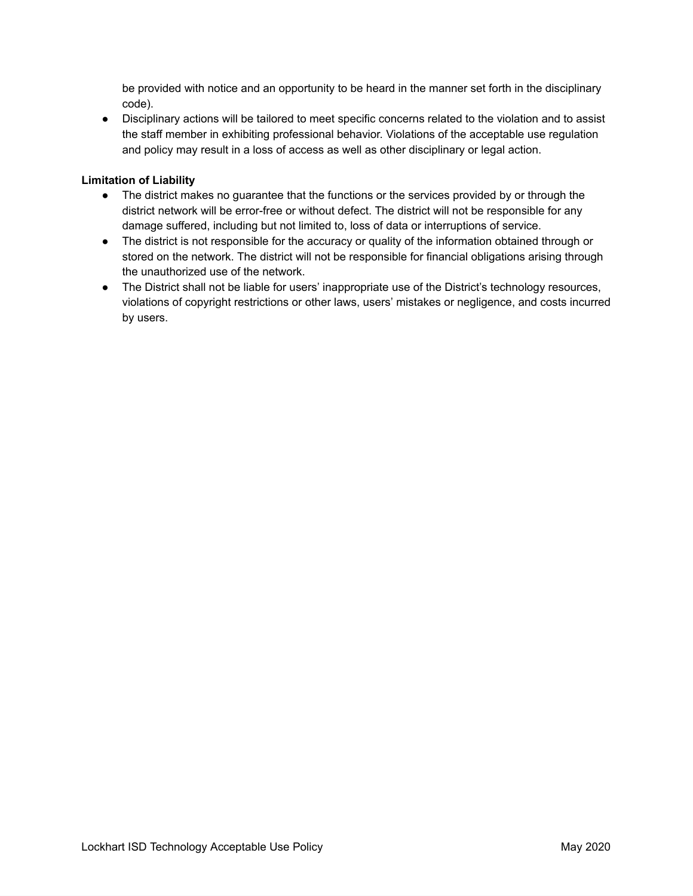be provided with notice and an opportunity to be heard in the manner set forth in the disciplinary code).

- Disciplinary actions will be tailored to meet specific concerns related to the violation and to assist the staff member in exhibiting professional behavior. Violations of the acceptable use regulation and policy may result in a loss of access as well as other disciplinary or legal action.

**Limitation of Liability**

- The district makes no guarantee that the functions or the services provided by or through the district network will be error-free or without defect. The district will not be responsible for any damage suffered, including but not limited to, loss of data or interruptions of service.
- The district is not responsible for the accuracy or quality of the information obtained through or stored on the network. The district will not be responsible for financial obligations arising through the unauthorized use of the network.
- The District shall not be liable for users' inappropriate use of the District's technology resources, violations of copyright restrictions or other laws, users' mistakes or negligence, and costs incurred by users.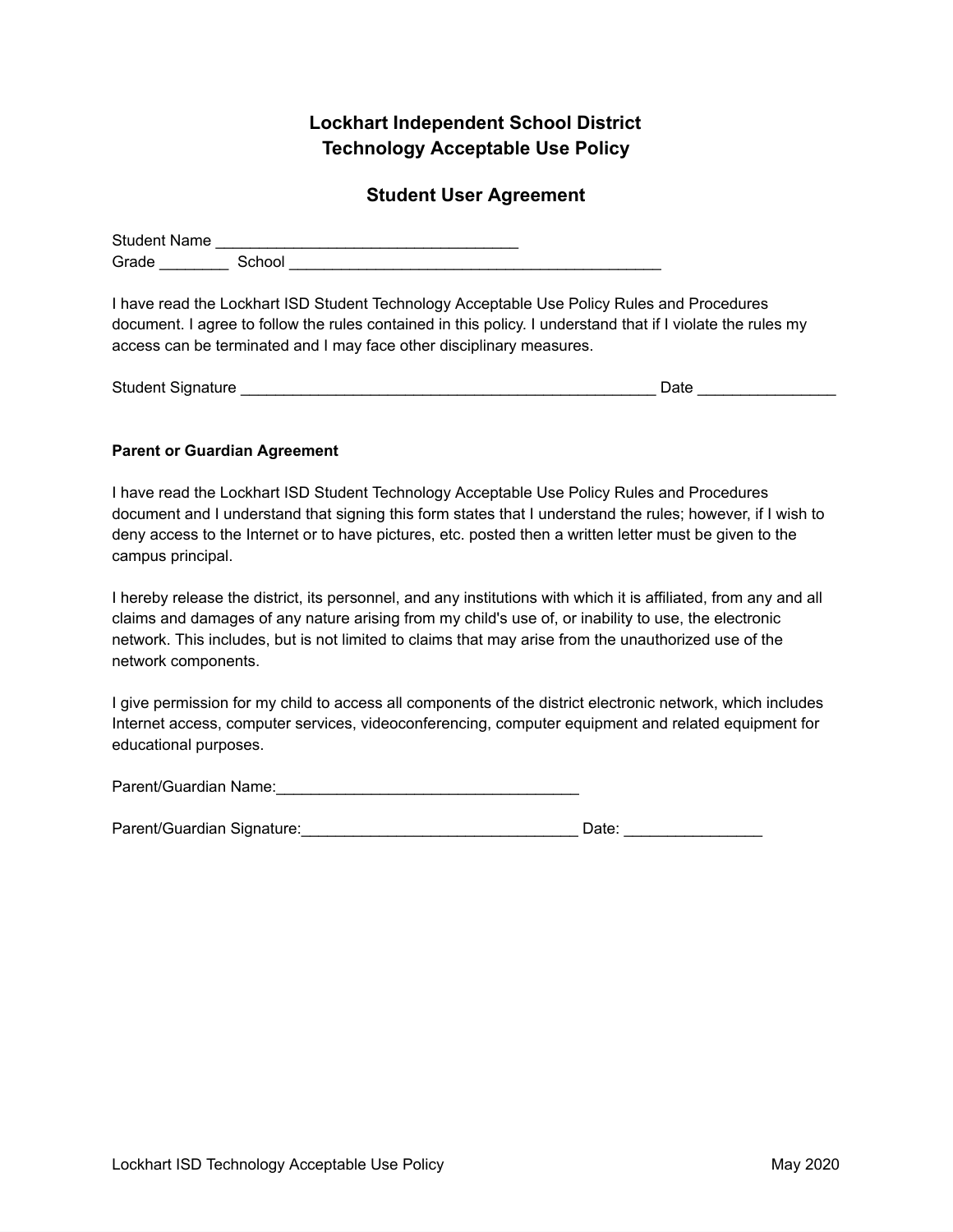# Lockhart Independent School District
# Technology Acceptable Use Policy

## Student User Agreement

Student Name ___________________________________
Grade ________ School ____________________________________________

I have read the Lockhart ISD Student Technology Acceptable Use Policy Rules and Procedures document. I agree to follow the rules contained in this policy. I understand that if I violate the rules my access can be terminated and I may face other disciplinary measures.

Student Signature _________________________________________________ Date ________________

**Parent or Guardian Agreement**

I have read the Lockhart ISD Student Technology Acceptable Use Policy Rules and Procedures document and I understand that signing this form states that I understand the rules; however, if I wish to deny access to the Internet or to have pictures, etc. posted then a written letter must be given to the campus principal.

I hereby release the district, its personnel, and any institutions with which it is affiliated, from any and all claims and damages of any nature arising from my child's use of, or inability to use, the electronic network. This includes, but is not limited to claims that may arise from the unauthorized use of the network components.

I give permission for my child to access all components of the district electronic network, which includes Internet access, computer services, videoconferencing, computer equipment and related equipment for educational purposes.

Parent/Guardian Name:___________________________________

Parent/Guardian Signature:________________________________ Date: ________________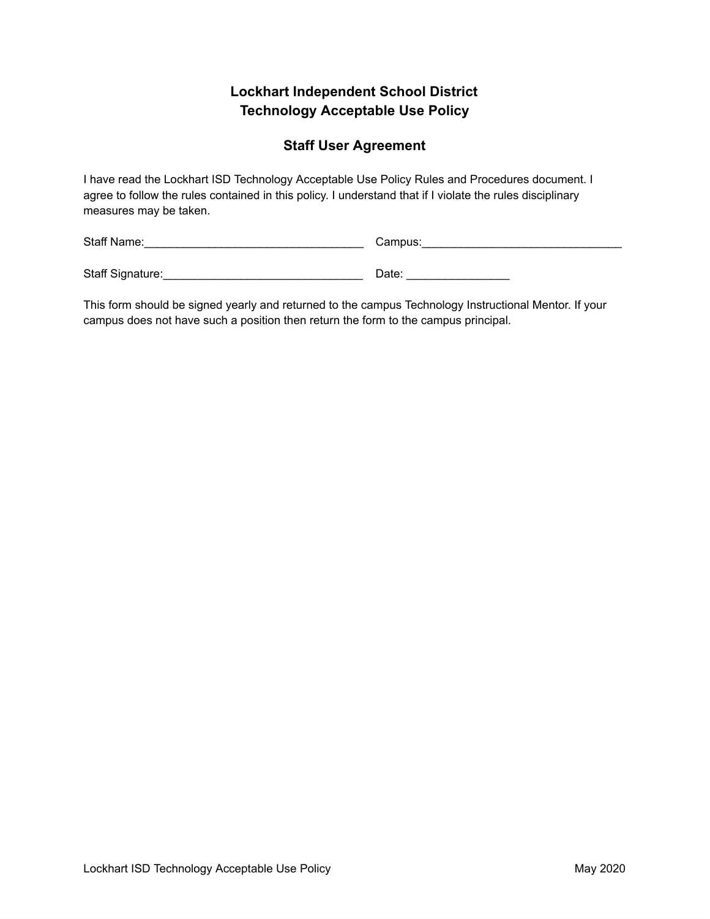## Lockhart Independent School District
## Technology Acceptable Use Policy

### Staff User Agreement

I have read the Lockhart ISD Technology Acceptable Use Policy Rules and Procedures document. I agree to follow the rules contained in this policy. I understand that if I violate the rules disciplinary measures may be taken.

Staff Name:___________________________________ Campus:_______________________________

Staff Signature:_______________________________ Date: ________________

This form should be signed yearly and returned to the campus Technology Instructional Mentor. If your campus does not have such a position then return the form to the campus principal.